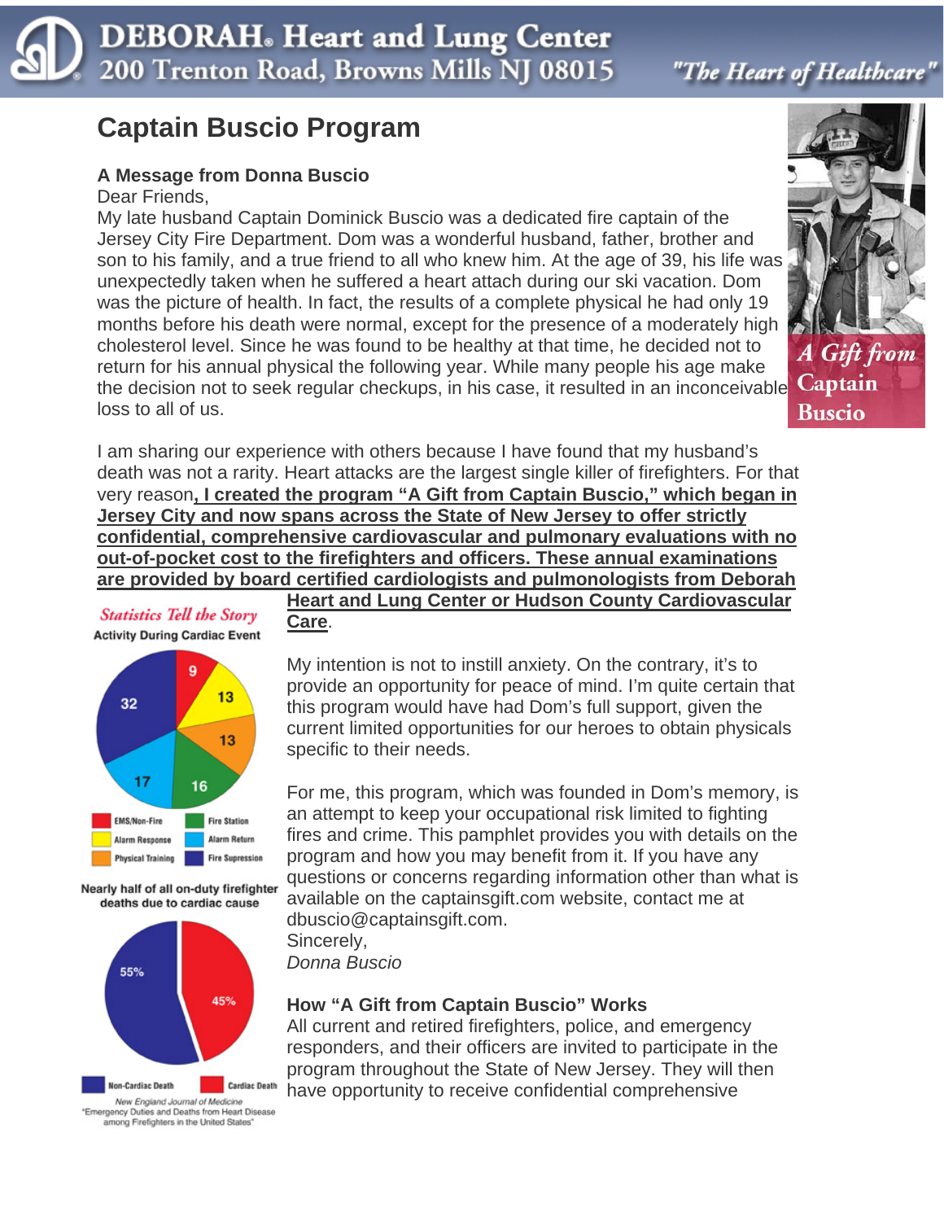# DEBORAH® Heart and Lung Center

200 Trenton Road, Browns Mills NJ 08015

*"The Heart of Healthcare"*

## Captain Buscio Program

### A Message from Donna Buscio

Dear Friends,

My late husband Captain Dominick Buscio was a dedicated fire captain of the Jersey City Fire Department. Dom was a wonderful husband, father, brother and son to his family, and a true friend to all who knew him. At the age of 39, his life was unexpectedly taken when he suffered a heart attach during our ski vacation. Dom was the picture of health. In fact, the results of a complete physical he had only 19 months before his death were normal, except for the presence of a moderately high cholesterol level. Since he was found to be healthy at that time, he decided not to return for his annual physical the following year. While many people his age make the decision not to seek regular checkups, in his case, it resulted in an inconceivable loss to all of us.

*A Gift from Captain Buscio*

I am sharing our experience with others because I have found that my husband's death was not a rarity. Heart attacks are the largest single killer of firefighters. For that very reason**, I created the program "A Gift from Captain Buscio," which began in Jersey City and now spans across the State of New Jersey to offer strictly confidential, comprehensive cardiovascular and pulmonary evaluations with no out-of-pocket cost to the firefighters and officers. These annual examinations are provided by board certified cardiologists and pulmonologists from Deborah Heart and Lung Center or Hudson County Cardiovascular Care**.

*Statistics Tell the Story*

**Activity During Cardiac Event**

| Activity | Value |
|---|---|
| EMS/Non-Fire | 9 |
| Alarm Response | 13 |
| Physical Training | 13 |
| Fire Station | 16 |
| Alarm Return | 17 |
| Fire Supression | 32 |

**Nearly half of all on-duty firefighter deaths due to cardiac cause**

| Cause | Percent |
|---|---|
| Non-Cardiac Death | 55% |
| Cardiac Death | 45% |

*New England Journal of Medicine* "Emergency Duties and Deaths from Heart Disease among Firefighters in the United States"

My intention is not to instill anxiety. On the contrary, it's to provide an opportunity for peace of mind. I'm quite certain that this program would have had Dom's full support, given the current limited opportunities for our heroes to obtain physicals specific to their needs.

For me, this program, which was founded in Dom's memory, is an attempt to keep your occupational risk limited to fighting fires and crime. This pamphlet provides you with details on the program and how you may benefit from it. If you have any questions or concerns regarding information other than what is available on the captainsgift.com website, contact me at dbuscio@captainsgift.com.

Sincerely,

*Donna Buscio*

### How "A Gift from Captain Buscio" Works

All current and retired firefighters, police, and emergency responders, and their officers are invited to participate in the program throughout the State of New Jersey. They will then have opportunity to receive confidential comprehensive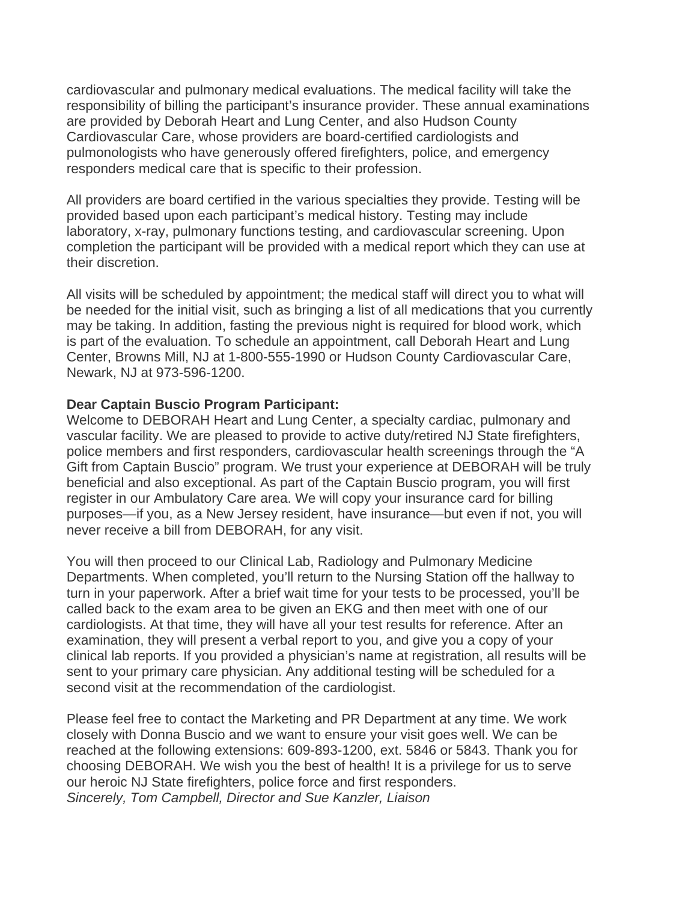cardiovascular and pulmonary medical evaluations. The medical facility will take the responsibility of billing the participant's insurance provider. These annual examinations are provided by Deborah Heart and Lung Center, and also Hudson County Cardiovascular Care, whose providers are board-certified cardiologists and pulmonologists who have generously offered firefighters, police, and emergency responders medical care that is specific to their profession.

All providers are board certified in the various specialties they provide. Testing will be provided based upon each participant's medical history. Testing may include laboratory, x-ray, pulmonary functions testing, and cardiovascular screening. Upon completion the participant will be provided with a medical report which they can use at their discretion.

All visits will be scheduled by appointment; the medical staff will direct you to what will be needed for the initial visit, such as bringing a list of all medications that you currently may be taking. In addition, fasting the previous night is required for blood work, which is part of the evaluation. To schedule an appointment, call Deborah Heart and Lung Center, Browns Mill, NJ at 1-800-555-1990 or Hudson County Cardiovascular Care, Newark, NJ at 973-596-1200.

**Dear Captain Buscio Program Participant:**
Welcome to DEBORAH Heart and Lung Center, a specialty cardiac, pulmonary and vascular facility. We are pleased to provide to active duty/retired NJ State firefighters, police members and first responders, cardiovascular health screenings through the "A Gift from Captain Buscio" program. We trust your experience at DEBORAH will be truly beneficial and also exceptional. As part of the Captain Buscio program, you will first register in our Ambulatory Care area. We will copy your insurance card for billing purposes—if you, as a New Jersey resident, have insurance—but even if not, you will never receive a bill from DEBORAH, for any visit.

You will then proceed to our Clinical Lab, Radiology and Pulmonary Medicine Departments. When completed, you'll return to the Nursing Station off the hallway to turn in your paperwork. After a brief wait time for your tests to be processed, you'll be called back to the exam area to be given an EKG and then meet with one of our cardiologists. At that time, they will have all your test results for reference. After an examination, they will present a verbal report to you, and give you a copy of your clinical lab reports. If you provided a physician's name at registration, all results will be sent to your primary care physician. Any additional testing will be scheduled for a second visit at the recommendation of the cardiologist.

Please feel free to contact the Marketing and PR Department at any time. We work closely with Donna Buscio and we want to ensure your visit goes well. We can be reached at the following extensions: 609-893-1200, ext. 5846 or 5843. Thank you for choosing DEBORAH. We wish you the best of health! It is a privilege for us to serve our heroic NJ State firefighters, police force and first responders.
*Sincerely, Tom Campbell, Director and Sue Kanzler, Liaison*